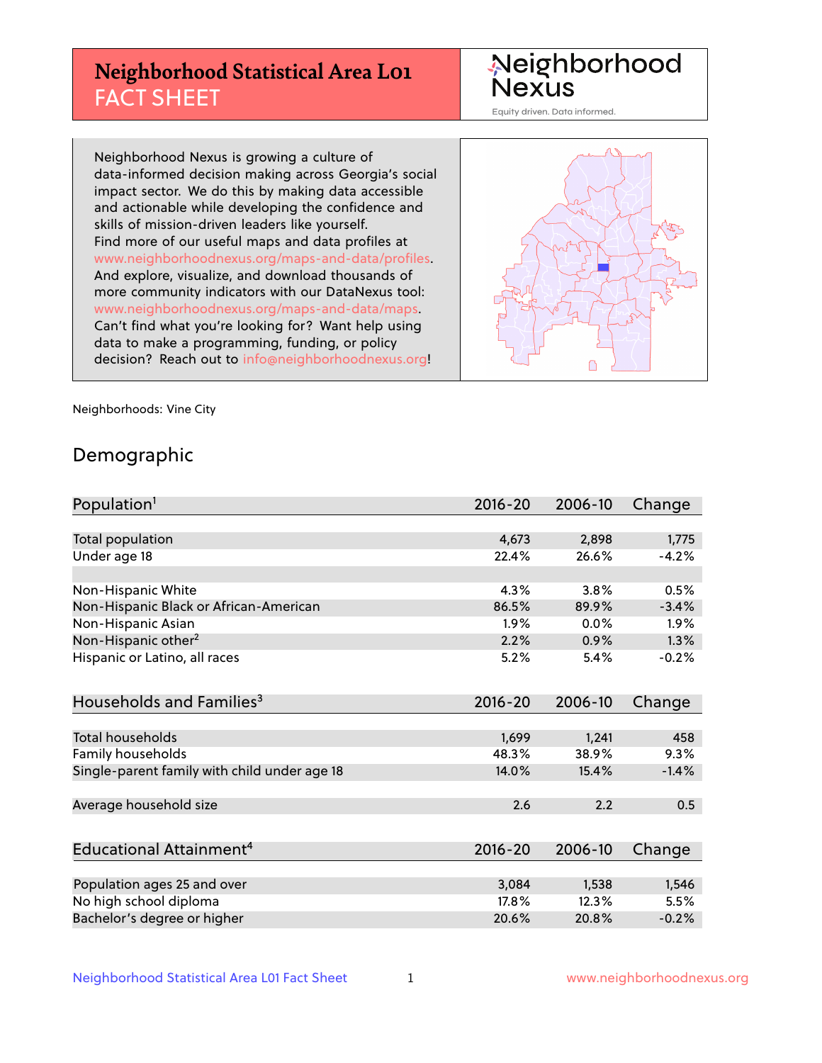# Neighborhood Statistical Area L01 FACT SHEET

Neighborhood Nexus

Equity driven. Data informed.

Neighborhood Nexus is growing a culture of data-informed decision making across Georgia's social impact sector. We do this by making data accessible and actionable while developing the confidence and skills of mission-driven leaders like yourself. Find more of our useful maps and data profiles at www.neighborhoodnexus.org/maps-and-data/profiles. And explore, visualize, and download thousands of more community indicators with our DataNexus tool: www.neighborhoodnexus.org/maps-and-data/maps. Can't find what you're looking for? Want help using data to make a programming, funding, or policy decision? Reach out to info@neighborhoodnexus.org!

Neighborhoods: Vine City

## Demographic

| Population[1] | 2016-20 | 2006-10 | Change |
|---|---|---|---|
| Total population | 4,673 | 2,898 | 1,775 |
| Under age 18 | 22.4% | 26.6% | -4.2% |
| | | | |
| Non-Hispanic White | 4.3% | 3.8% | 0.5% |
| Non-Hispanic Black or African-American | 86.5% | 89.9% | -3.4% |
| Non-Hispanic Asian | 1.9% | 0.0% | 1.9% |
| Non-Hispanic other[2] | 2.2% | 0.9% | 1.3% |
| Hispanic or Latino, all races | 5.2% | 5.4% | -0.2% |

| Households and Families[3] | 2016-20 | 2006-10 | Change |
|---|---|---|---|
| Total households | 1,699 | 1,241 | 458 |
| Family households | 48.3% | 38.9% | 9.3% |
| Single-parent family with child under age 18 | 14.0% | 15.4% | -1.4% |
| | | | |
| Average household size | 2.6 | 2.2 | 0.5 |

| Educational Attainment[4] | 2016-20 | 2006-10 | Change |
|---|---|---|---|
| Population ages 25 and over | 3,084 | 1,538 | 1,546 |
| No high school diploma | 17.8% | 12.3% | 5.5% |
| Bachelor's degree or higher | 20.6% | 20.8% | -0.2% |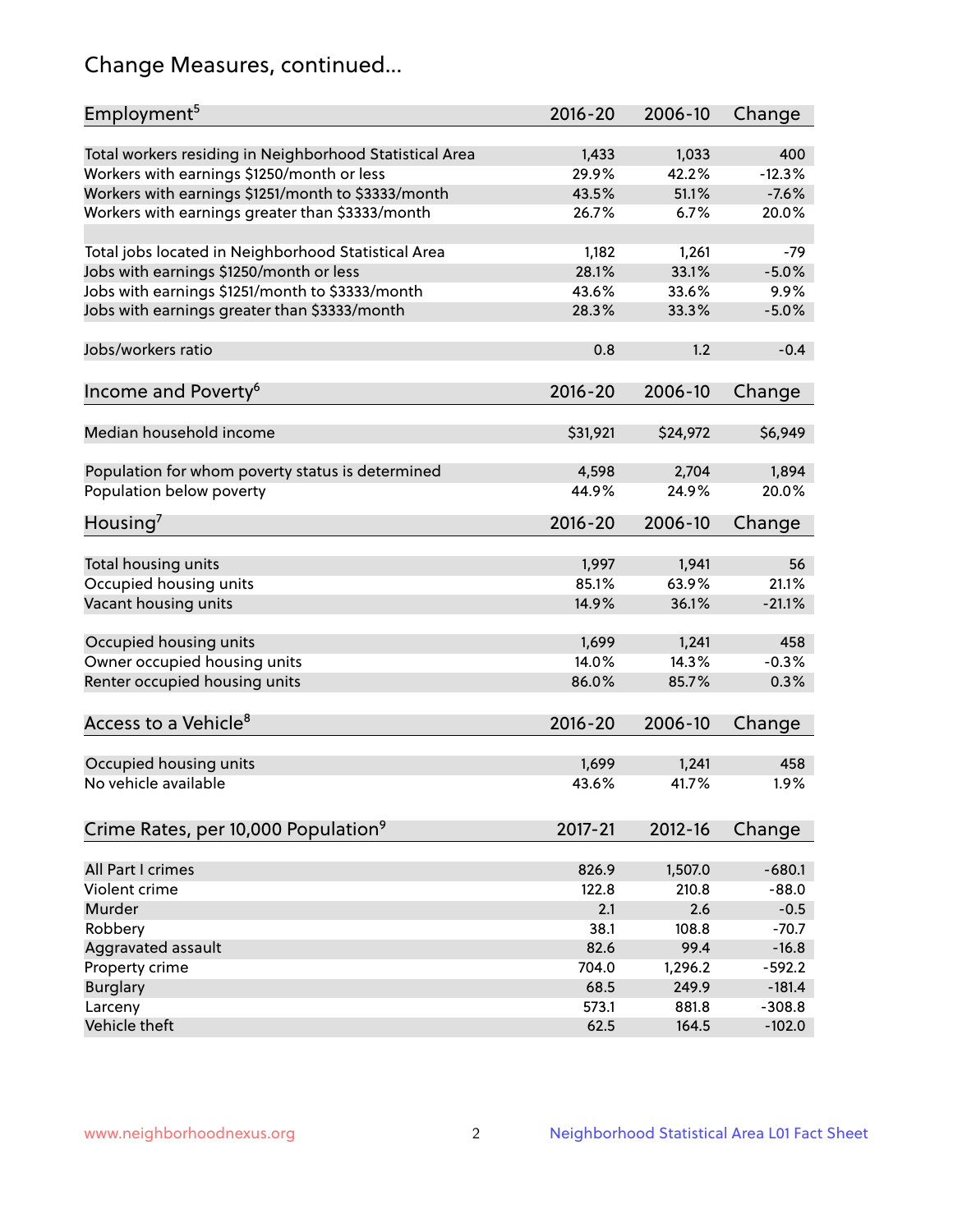## Change Measures, continued...

| Employment[5] | 2016-20 | 2006-10 | Change |
|---|---|---|---|
| Total workers residing in Neighborhood Statistical Area | 1,433 | 1,033 | 400 |
| Workers with earnings $1250/month or less | 29.9% | 42.2% | -12.3% |
| Workers with earnings $1251/month to $3333/month | 43.5% | 51.1% | -7.6% |
| Workers with earnings greater than $3333/month | 26.7% | 6.7% | 20.0% |
| | | | |
| Total jobs located in Neighborhood Statistical Area | 1,182 | 1,261 | -79 |
| Jobs with earnings $1250/month or less | 28.1% | 33.1% | -5.0% |
| Jobs with earnings $1251/month to $3333/month | 43.6% | 33.6% | 9.9% |
| Jobs with earnings greater than $3333/month | 28.3% | 33.3% | -5.0% |
| | | | |
| Jobs/workers ratio | 0.8 | 1.2 | -0.4 |

| Income and Poverty[6] | 2016-20 | 2006-10 | Change |
|---|---|---|---|
| Median household income | $31,921 | $24,972 | $6,949 |
| | | | |
| Population for whom poverty status is determined | 4,598 | 2,704 | 1,894 |
| Population below poverty | 44.9% | 24.9% | 20.0% |

| Housing[7] | 2016-20 | 2006-10 | Change |
|---|---|---|---|
| Total housing units | 1,997 | 1,941 | 56 |
| Occupied housing units | 85.1% | 63.9% | 21.1% |
| Vacant housing units | 14.9% | 36.1% | -21.1% |
| | | | |
| Occupied housing units | 1,699 | 1,241 | 458 |
| Owner occupied housing units | 14.0% | 14.3% | -0.3% |
| Renter occupied housing units | 86.0% | 85.7% | 0.3% |

| Access to a Vehicle[8] | 2016-20 | 2006-10 | Change |
|---|---|---|---|
| Occupied housing units | 1,699 | 1,241 | 458 |
| No vehicle available | 43.6% | 41.7% | 1.9% |

| Crime Rates, per 10,000 Population[9] | 2017-21 | 2012-16 | Change |
|---|---|---|---|
| All Part I crimes | 826.9 | 1,507.0 | -680.1 |
| Violent crime | 122.8 | 210.8 | -88.0 |
| Murder | 2.1 | 2.6 | -0.5 |
| Robbery | 38.1 | 108.8 | -70.7 |
| Aggravated assault | 82.6 | 99.4 | -16.8 |
| Property crime | 704.0 | 1,296.2 | -592.2 |
| Burglary | 68.5 | 249.9 | -181.4 |
| Larceny | 573.1 | 881.8 | -308.8 |
| Vehicle theft | 62.5 | 164.5 | -102.0 |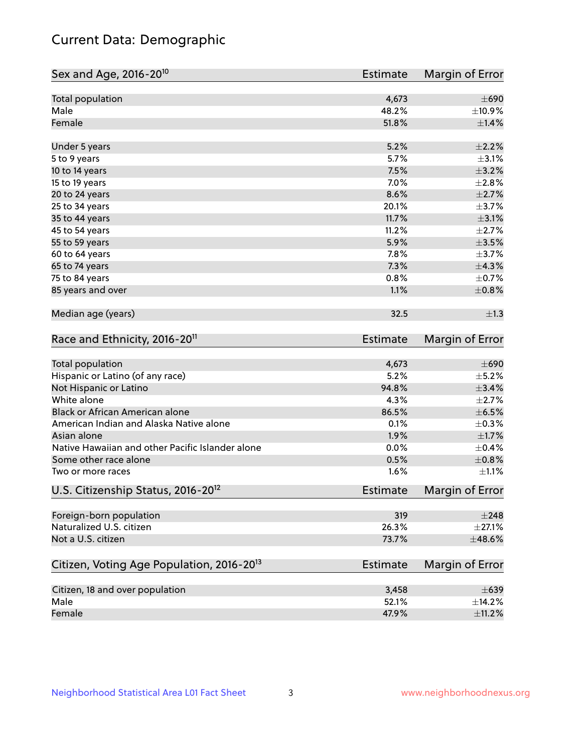# Current Data: Demographic

| Sex and Age, 2016-20[10] | Estimate | Margin of Error |
|---|---|---|
| Total population | 4,673 | ±690 |
| Male | 48.2% | ±10.9% |
| Female | 51.8% | ±1.4% |
| Under 5 years | 5.2% | ±2.2% |
| 5 to 9 years | 5.7% | ±3.1% |
| 10 to 14 years | 7.5% | ±3.2% |
| 15 to 19 years | 7.0% | ±2.8% |
| 20 to 24 years | 8.6% | ±2.7% |
| 25 to 34 years | 20.1% | ±3.7% |
| 35 to 44 years | 11.7% | ±3.1% |
| 45 to 54 years | 11.2% | ±2.7% |
| 55 to 59 years | 5.9% | ±3.5% |
| 60 to 64 years | 7.8% | ±3.7% |
| 65 to 74 years | 7.3% | ±4.3% |
| 75 to 84 years | 0.8% | ±0.7% |
| 85 years and over | 1.1% | ±0.8% |
| Median age (years) | 32.5 | ±1.3 |

| Race and Ethnicity, 2016-20[11] | Estimate | Margin of Error |
|---|---|---|
| Total population | 4,673 | ±690 |
| Hispanic or Latino (of any race) | 5.2% | ±5.2% |
| Not Hispanic or Latino | 94.8% | ±3.4% |
| White alone | 4.3% | ±2.7% |
| Black or African American alone | 86.5% | ±6.5% |
| American Indian and Alaska Native alone | 0.1% | ±0.3% |
| Asian alone | 1.9% | ±1.7% |
| Native Hawaiian and other Pacific Islander alone | 0.0% | ±0.4% |
| Some other race alone | 0.5% | ±0.8% |
| Two or more races | 1.6% | ±1.1% |

| U.S. Citizenship Status, 2016-20[12] | Estimate | Margin of Error |
|---|---|---|
| Foreign-born population | 319 | ±248 |
| Naturalized U.S. citizen | 26.3% | ±27.1% |
| Not a U.S. citizen | 73.7% | ±48.6% |

| Citizen, Voting Age Population, 2016-20[13] | Estimate | Margin of Error |
|---|---|---|
| Citizen, 18 and over population | 3,458 | ±639 |
| Male | 52.1% | ±14.2% |
| Female | 47.9% | ±11.2% |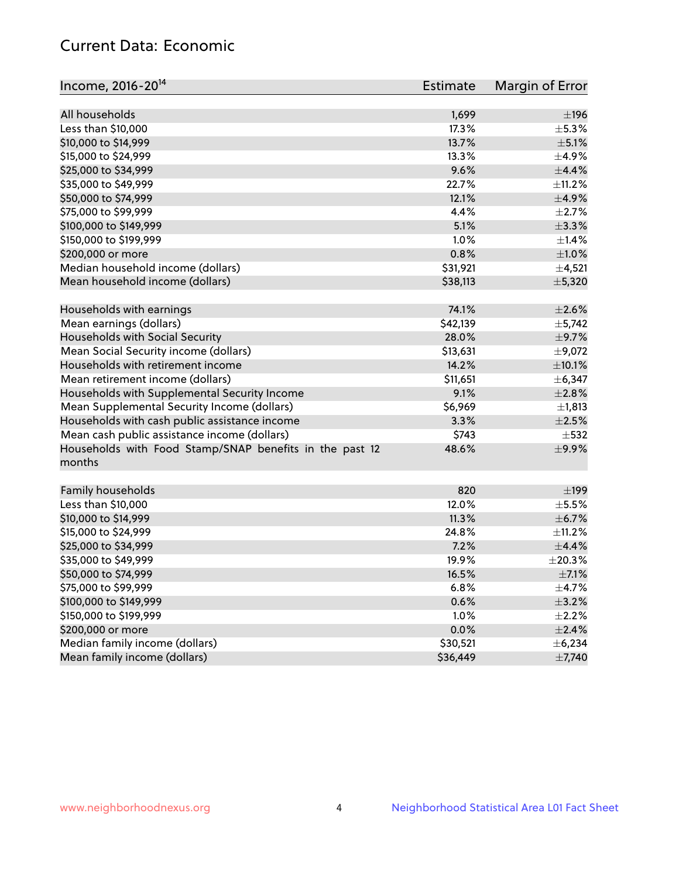## Current Data: Economic

| Income, 2016-20[14] | Estimate | Margin of Error |
|---|---|---|
| All households | 1,699 | ±196 |
| Less than $10,000 | 17.3% | ±5.3% |
| $10,000 to $14,999 | 13.7% | ±5.1% |
| $15,000 to $24,999 | 13.3% | ±4.9% |
| $25,000 to $34,999 | 9.6% | ±4.4% |
| $35,000 to $49,999 | 22.7% | ±11.2% |
| $50,000 to $74,999 | 12.1% | ±4.9% |
| $75,000 to $99,999 | 4.4% | ±2.7% |
| $100,000 to $149,999 | 5.1% | ±3.3% |
| $150,000 to $199,999 | 1.0% | ±1.4% |
| $200,000 or more | 0.8% | ±1.0% |
| Median household income (dollars) | $31,921 | ±4,521 |
| Mean household income (dollars) | $38,113 | ±5,320 |
| | | |
| Households with earnings | 74.1% | ±2.6% |
| Mean earnings (dollars) | $42,139 | ±5,742 |
| Households with Social Security | 28.0% | ±9.7% |
| Mean Social Security income (dollars) | $13,631 | ±9,072 |
| Households with retirement income | 14.2% | ±10.1% |
| Mean retirement income (dollars) | $11,651 | ±6,347 |
| Households with Supplemental Security Income | 9.1% | ±2.8% |
| Mean Supplemental Security Income (dollars) | $6,969 | ±1,813 |
| Households with cash public assistance income | 3.3% | ±2.5% |
| Mean cash public assistance income (dollars) | $743 | ±532 |
| Households with Food Stamp/SNAP benefits in the past 12 months | 48.6% | ±9.9% |
| | | |
| Family households | 820 | ±199 |
| Less than $10,000 | 12.0% | ±5.5% |
| $10,000 to $14,999 | 11.3% | ±6.7% |
| $15,000 to $24,999 | 24.8% | ±11.2% |
| $25,000 to $34,999 | 7.2% | ±4.4% |
| $35,000 to $49,999 | 19.9% | ±20.3% |
| $50,000 to $74,999 | 16.5% | ±7.1% |
| $75,000 to $99,999 | 6.8% | ±4.7% |
| $100,000 to $149,999 | 0.6% | ±3.2% |
| $150,000 to $199,999 | 1.0% | ±2.2% |
| $200,000 or more | 0.0% | ±2.4% |
| Median family income (dollars) | $30,521 | ±6,234 |
| Mean family income (dollars) | $36,449 | ±7,740 |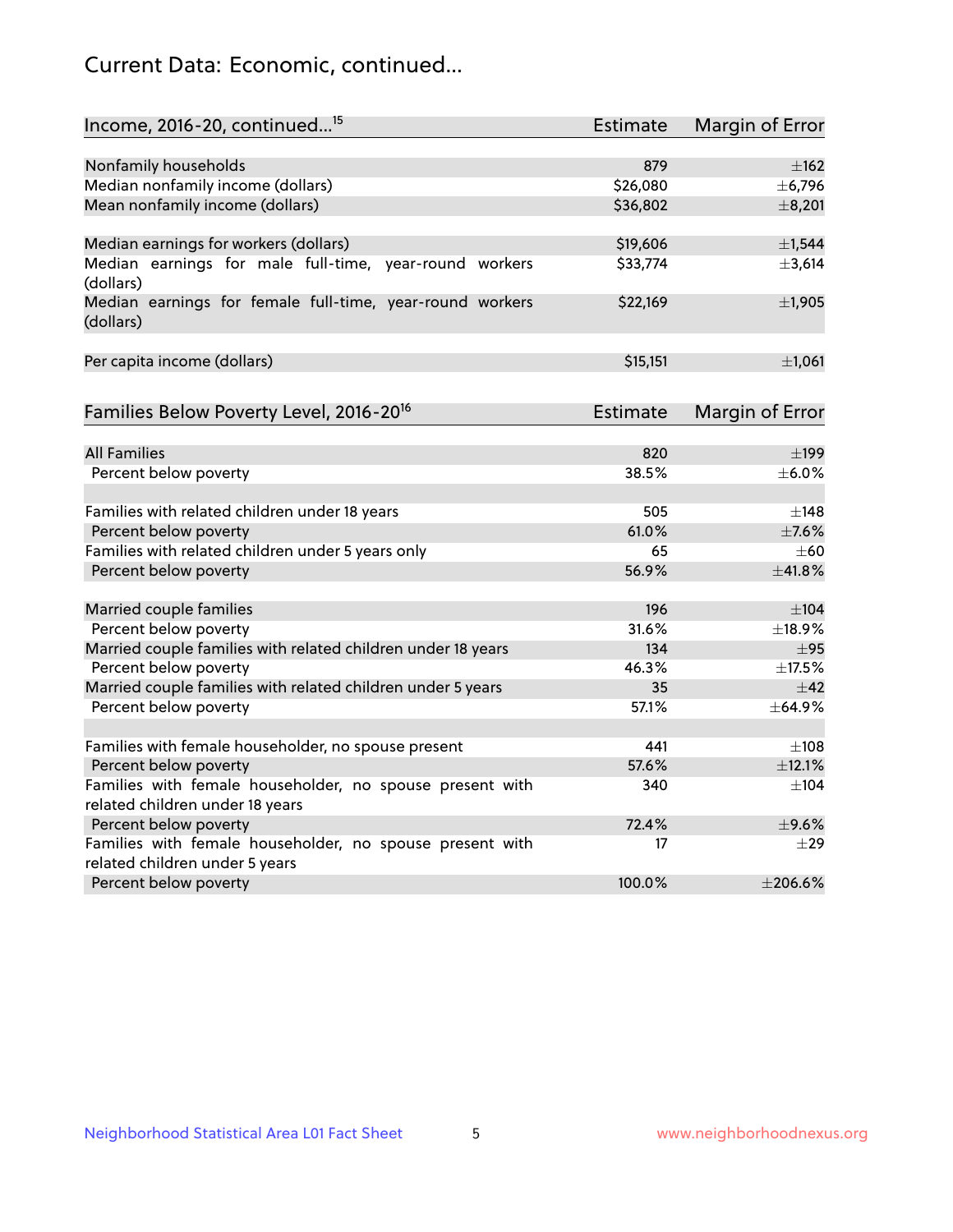## Current Data: Economic, continued...

| Income, 2016-20, continued...[15] | Estimate | Margin of Error |
|---|---|---|
| Nonfamily households | 879 | ±162 |
| Median nonfamily income (dollars) | $26,080 | ±6,796 |
| Mean nonfamily income (dollars) | $36,802 | ±8,201 |
| | | |
| Median earnings for workers (dollars) | $19,606 | ±1,544 |
| Median earnings for male full-time, year-round workers (dollars) | $33,774 | ±3,614 |
| Median earnings for female full-time, year-round workers (dollars) | $22,169 | ±1,905 |
| | | |
| Per capita income (dollars) | $15,151 | ±1,061 |

| Families Below Poverty Level, 2016-20[16] | Estimate | Margin of Error |
|---|---|---|
| All Families | 820 | ±199 |
| Percent below poverty | 38.5% | ±6.0% |
| | | |
| Families with related children under 18 years | 505 | ±148 |
| Percent below poverty | 61.0% | ±7.6% |
| Families with related children under 5 years only | 65 | ±60 |
| Percent below poverty | 56.9% | ±41.8% |
| | | |
| Married couple families | 196 | ±104 |
| Percent below poverty | 31.6% | ±18.9% |
| Married couple families with related children under 18 years | 134 | ±95 |
| Percent below poverty | 46.3% | ±17.5% |
| Married couple families with related children under 5 years | 35 | ±42 |
| Percent below poverty | 57.1% | ±64.9% |
| | | |
| Families with female householder, no spouse present | 441 | ±108 |
| Percent below poverty | 57.6% | ±12.1% |
| Families with female householder, no spouse present with related children under 18 years | 340 | ±104 |
| Percent below poverty | 72.4% | ±9.6% |
| Families with female householder, no spouse present with related children under 5 years | 17 | ±29 |
| Percent below poverty | 100.0% | ±206.6% |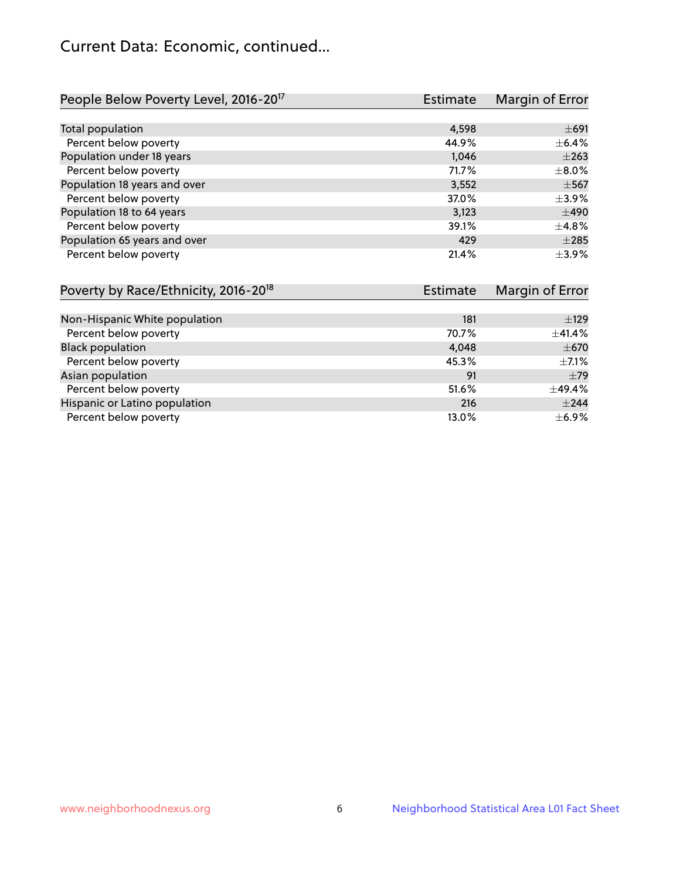## Current Data: Economic, continued...

| People Below Poverty Level, 2016-20[17] | Estimate | Margin of Error |
|---|---|---|
| Total population | 4,598 | ±691 |
| Percent below poverty | 44.9% | ±6.4% |
| Population under 18 years | 1,046 | ±263 |
| Percent below poverty | 71.7% | ±8.0% |
| Population 18 years and over | 3,552 | ±567 |
| Percent below poverty | 37.0% | ±3.9% |
| Population 18 to 64 years | 3,123 | ±490 |
| Percent below poverty | 39.1% | ±4.8% |
| Population 65 years and over | 429 | ±285 |
| Percent below poverty | 21.4% | ±3.9% |

| Poverty by Race/Ethnicity, 2016-20[18] | Estimate | Margin of Error |
|---|---|---|
| Non-Hispanic White population | 181 | ±129 |
| Percent below poverty | 70.7% | ±41.4% |
| Black population | 4,048 | ±670 |
| Percent below poverty | 45.3% | ±7.1% |
| Asian population | 91 | ±79 |
| Percent below poverty | 51.6% | ±49.4% |
| Hispanic or Latino population | 216 | ±244 |
| Percent below poverty | 13.0% | ±6.9% |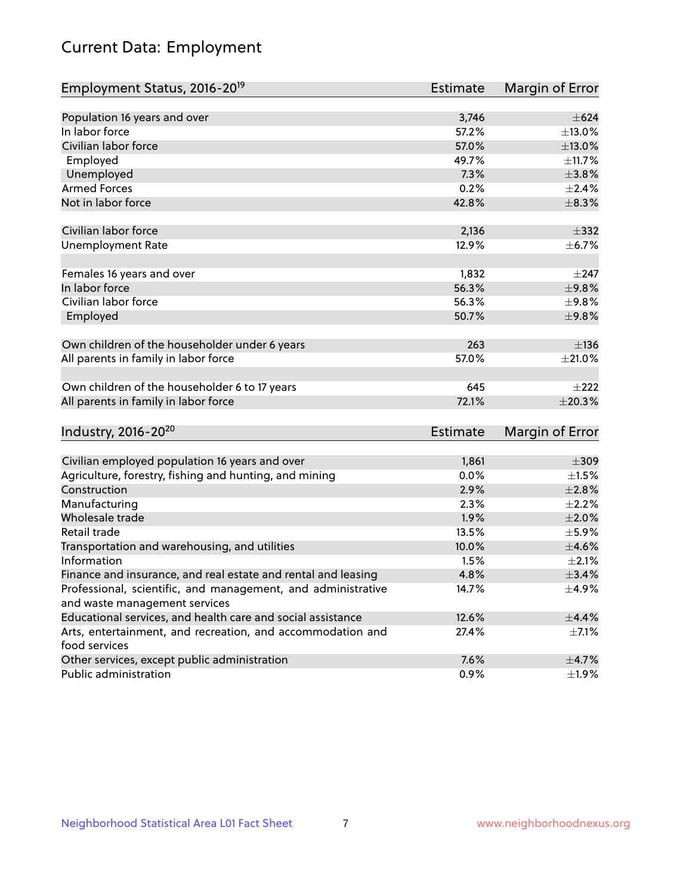# Current Data: Employment

| Employment Status, 2016-20[19] | Estimate | Margin of Error |
|---|---|---|
| Population 16 years and over | 3,746 | ±624 |
| In labor force | 57.2% | ±13.0% |
| Civilian labor force | 57.0% | ±13.0% |
| Employed | 49.7% | ±11.7% |
| Unemployed | 7.3% | ±3.8% |
| Armed Forces | 0.2% | ±2.4% |
| Not in labor force | 42.8% | ±8.3% |
| | | |
| Civilian labor force | 2,136 | ±332 |
| Unemployment Rate | 12.9% | ±6.7% |
| | | |
| Females 16 years and over | 1,832 | ±247 |
| In labor force | 56.3% | ±9.8% |
| Civilian labor force | 56.3% | ±9.8% |
| Employed | 50.7% | ±9.8% |
| | | |
| Own children of the householder under 6 years | 263 | ±136 |
| All parents in family in labor force | 57.0% | ±21.0% |
| | | |
| Own children of the householder 6 to 17 years | 645 | ±222 |
| All parents in family in labor force | 72.1% | ±20.3% |

| Industry, 2016-20[20] | Estimate | Margin of Error |
|---|---|---|
| Civilian employed population 16 years and over | 1,861 | ±309 |
| Agriculture, forestry, fishing and hunting, and mining | 0.0% | ±1.5% |
| Construction | 2.9% | ±2.8% |
| Manufacturing | 2.3% | ±2.2% |
| Wholesale trade | 1.9% | ±2.0% |
| Retail trade | 13.5% | ±5.9% |
| Transportation and warehousing, and utilities | 10.0% | ±4.6% |
| Information | 1.5% | ±2.1% |
| Finance and insurance, and real estate and rental and leasing | 4.8% | ±3.4% |
| Professional, scientific, and management, and administrative and waste management services | 14.7% | ±4.9% |
| Educational services, and health care and social assistance | 12.6% | ±4.4% |
| Arts, entertainment, and recreation, and accommodation and food services | 27.4% | ±7.1% |
| Other services, except public administration | 7.6% | ±4.7% |
| Public administration | 0.9% | ±1.9% |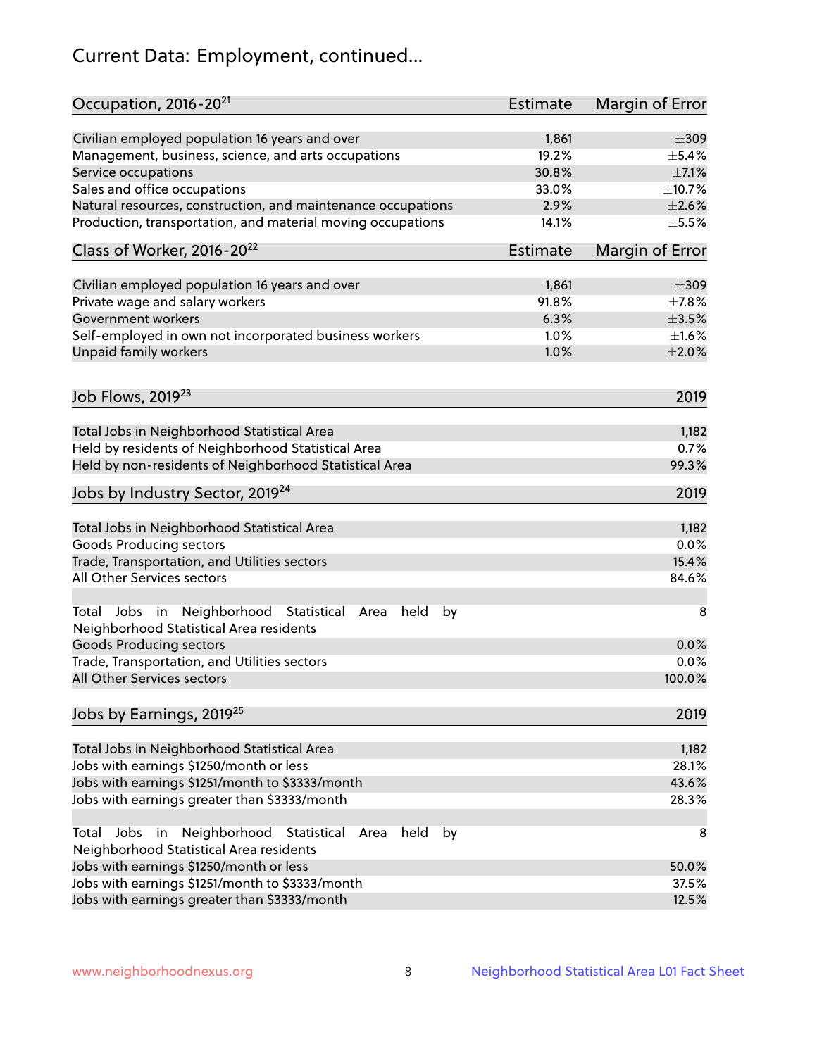# Current Data: Employment, continued...

| Occupation, 2016-20[21] | Estimate | Margin of Error |
|---|---|---|
| Civilian employed population 16 years and over | 1,861 | ±309 |
| Management, business, science, and arts occupations | 19.2% | ±5.4% |
| Service occupations | 30.8% | ±7.1% |
| Sales and office occupations | 33.0% | ±10.7% |
| Natural resources, construction, and maintenance occupations | 2.9% | ±2.6% |
| Production, transportation, and material moving occupations | 14.1% | ±5.5% |

| Class of Worker, 2016-20[22] | Estimate | Margin of Error |
|---|---|---|
| Civilian employed population 16 years and over | 1,861 | ±309 |
| Private wage and salary workers | 91.8% | ±7.8% |
| Government workers | 6.3% | ±3.5% |
| Self-employed in own not incorporated business workers | 1.0% | ±1.6% |
| Unpaid family workers | 1.0% | ±2.0% |

| Job Flows, 2019[23] | 2019 |
|---|---|
| Total Jobs in Neighborhood Statistical Area | 1,182 |
| Held by residents of Neighborhood Statistical Area | 0.7% |
| Held by non-residents of Neighborhood Statistical Area | 99.3% |

| Jobs by Industry Sector, 2019[24] | 2019 |
|---|---|
| Total Jobs in Neighborhood Statistical Area | 1,182 |
| Goods Producing sectors | 0.0% |
| Trade, Transportation, and Utilities sectors | 15.4% |
| All Other Services sectors | 84.6% |
| Total Jobs in Neighborhood Statistical Area held by Neighborhood Statistical Area residents | 8 |
| Goods Producing sectors | 0.0% |
| Trade, Transportation, and Utilities sectors | 0.0% |
| All Other Services sectors | 100.0% |

| Jobs by Earnings, 2019[25] | 2019 |
|---|---|
| Total Jobs in Neighborhood Statistical Area | 1,182 |
| Jobs with earnings $1250/month or less | 28.1% |
| Jobs with earnings $1251/month to $3333/month | 43.6% |
| Jobs with earnings greater than $3333/month | 28.3% |
| Total Jobs in Neighborhood Statistical Area held by Neighborhood Statistical Area residents | 8 |
| Jobs with earnings $1250/month or less | 50.0% |
| Jobs with earnings $1251/month to $3333/month | 37.5% |
| Jobs with earnings greater than $3333/month | 12.5% |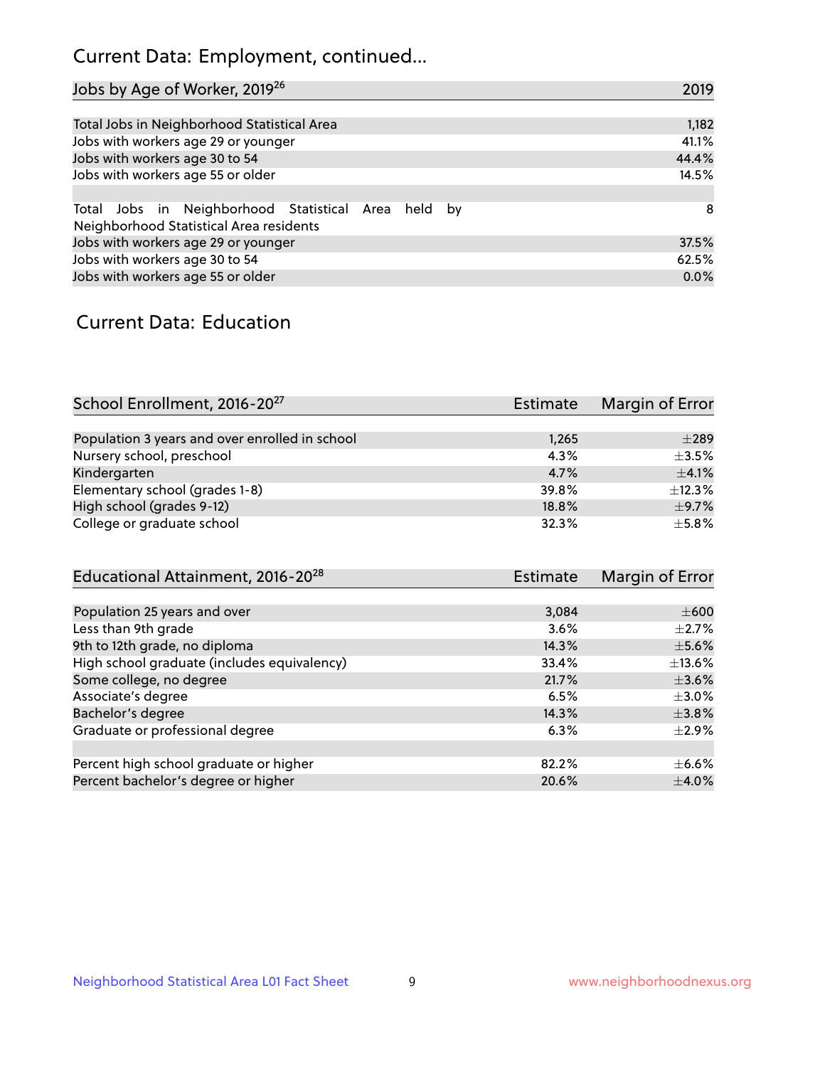## Current Data: Employment, continued...

| Jobs by Age of Worker, 2019[26] | 2019 |
|---|---|
| Total Jobs in Neighborhood Statistical Area | 1,182 |
| Jobs with workers age 29 or younger | 41.1% |
| Jobs with workers age 30 to 54 | 44.4% |
| Jobs with workers age 55 or older | 14.5% |
| | |
| Total Jobs in Neighborhood Statistical Area held by Neighborhood Statistical Area residents | 8 |
| Jobs with workers age 29 or younger | 37.5% |
| Jobs with workers age 30 to 54 | 62.5% |
| Jobs with workers age 55 or older | 0.0% |

## Current Data: Education

| School Enrollment, 2016-20[27] | Estimate | Margin of Error |
|---|---|---|
| Population 3 years and over enrolled in school | 1,265 | ±289 |
| Nursery school, preschool | 4.3% | ±3.5% |
| Kindergarten | 4.7% | ±4.1% |
| Elementary school (grades 1-8) | 39.8% | ±12.3% |
| High school (grades 9-12) | 18.8% | ±9.7% |
| College or graduate school | 32.3% | ±5.8% |

| Educational Attainment, 2016-20[28] | Estimate | Margin of Error |
|---|---|---|
| Population 25 years and over | 3,084 | ±600 |
| Less than 9th grade | 3.6% | ±2.7% |
| 9th to 12th grade, no diploma | 14.3% | ±5.6% |
| High school graduate (includes equivalency) | 33.4% | ±13.6% |
| Some college, no degree | 21.7% | ±3.6% |
| Associate's degree | 6.5% | ±3.0% |
| Bachelor's degree | 14.3% | ±3.8% |
| Graduate or professional degree | 6.3% | ±2.9% |
| | | |
| Percent high school graduate or higher | 82.2% | ±6.6% |
| Percent bachelor's degree or higher | 20.6% | ±4.0% |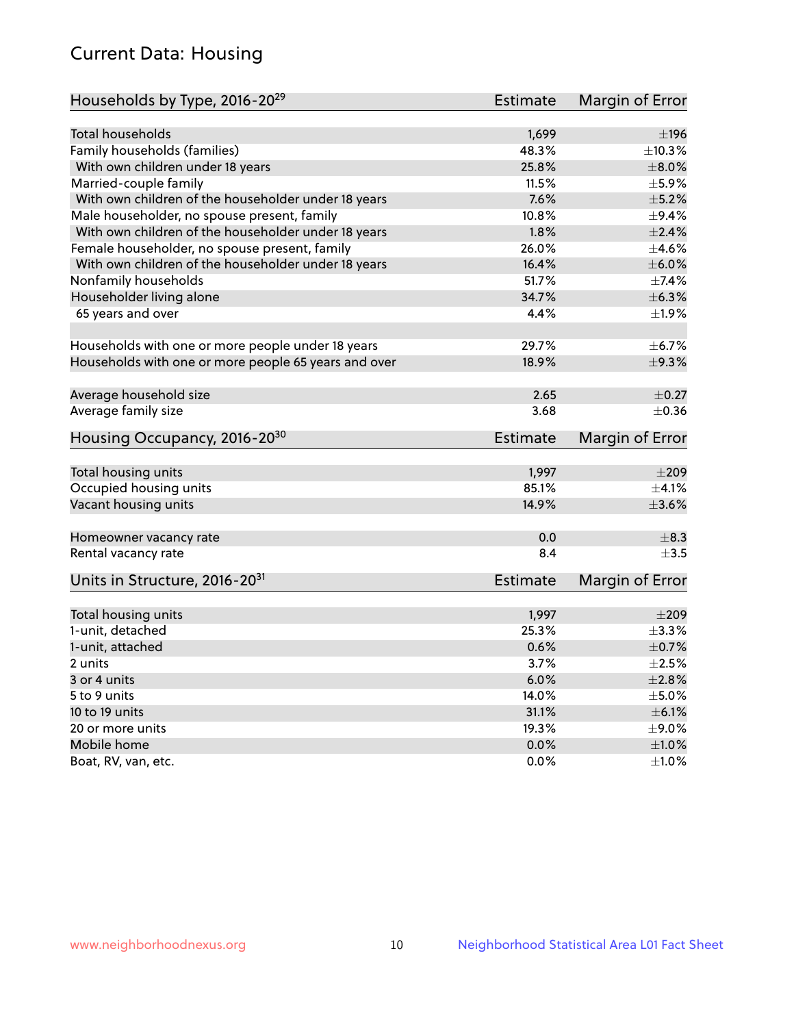## Current Data: Housing

| Households by Type, 2016-20[29] | Estimate | Margin of Error |
|---|---|---|
| Total households | 1,699 | ±196 |
| Family households (families) | 48.3% | ±10.3% |
| With own children under 18 years | 25.8% | ±8.0% |
| Married-couple family | 11.5% | ±5.9% |
| With own children of the householder under 18 years | 7.6% | ±5.2% |
| Male householder, no spouse present, family | 10.8% | ±9.4% |
| With own children of the householder under 18 years | 1.8% | ±2.4% |
| Female householder, no spouse present, family | 26.0% | ±4.6% |
| With own children of the householder under 18 years | 16.4% | ±6.0% |
| Nonfamily households | 51.7% | ±7.4% |
| Householder living alone | 34.7% | ±6.3% |
| 65 years and over | 4.4% | ±1.9% |
| Households with one or more people under 18 years | 29.7% | ±6.7% |
| Households with one or more people 65 years and over | 18.9% | ±9.3% |
| Average household size | 2.65 | ±0.27 |
| Average family size | 3.68 | ±0.36 |

| Housing Occupancy, 2016-20[30] | Estimate | Margin of Error |
|---|---|---|
| Total housing units | 1,997 | ±209 |
| Occupied housing units | 85.1% | ±4.1% |
| Vacant housing units | 14.9% | ±3.6% |
| Homeowner vacancy rate | 0.0 | ±8.3 |
| Rental vacancy rate | 8.4 | ±3.5 |

| Units in Structure, 2016-20[31] | Estimate | Margin of Error |
|---|---|---|
| Total housing units | 1,997 | ±209 |
| 1-unit, detached | 25.3% | ±3.3% |
| 1-unit, attached | 0.6% | ±0.7% |
| 2 units | 3.7% | ±2.5% |
| 3 or 4 units | 6.0% | ±2.8% |
| 5 to 9 units | 14.0% | ±5.0% |
| 10 to 19 units | 31.1% | ±6.1% |
| 20 or more units | 19.3% | ±9.0% |
| Mobile home | 0.0% | ±1.0% |
| Boat, RV, van, etc. | 0.0% | ±1.0% |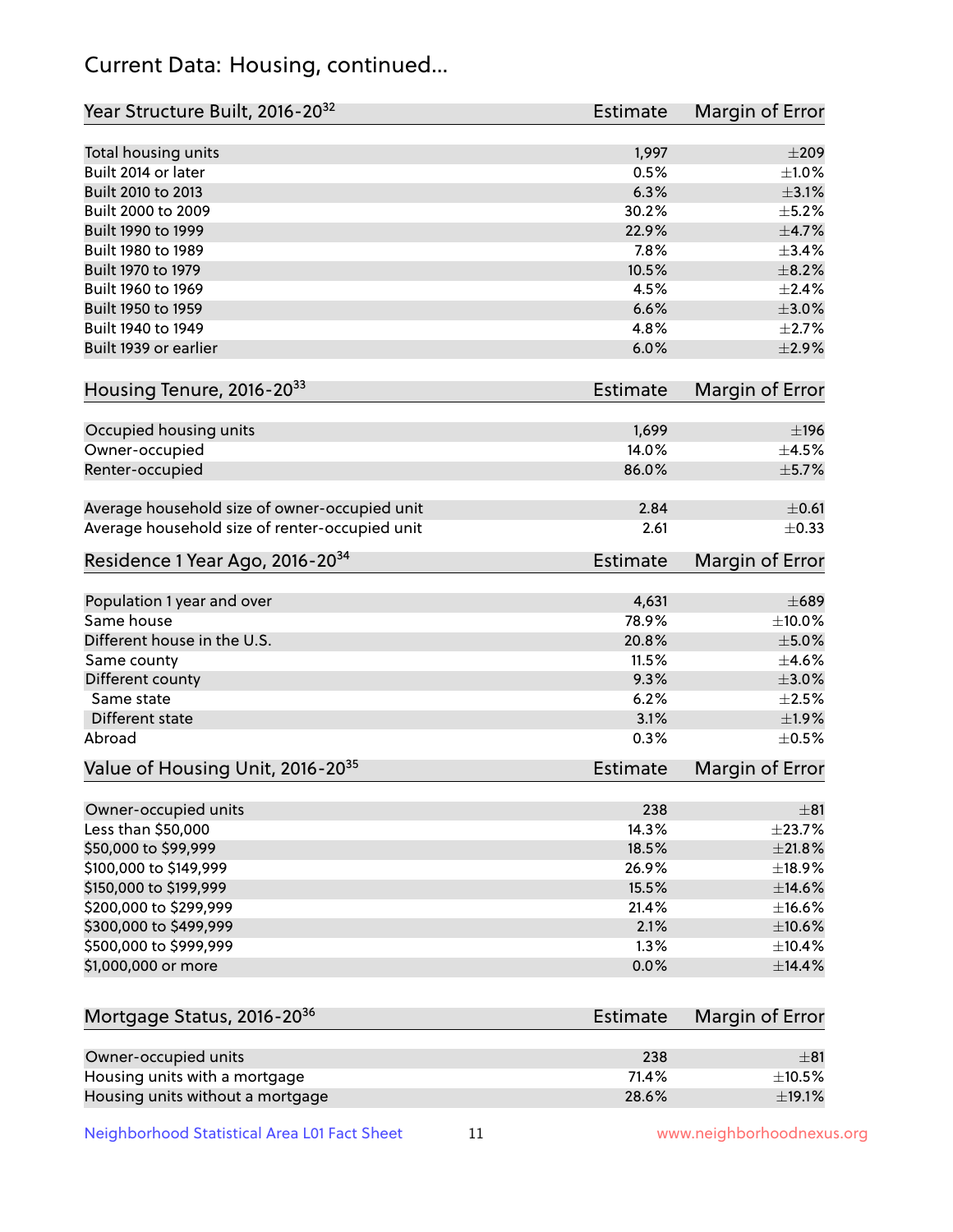## Current Data: Housing, continued...

| Year Structure Built, 2016-20[32] | Estimate | Margin of Error |
|---|---|---|
| Total housing units | 1,997 | ±209 |
| Built 2014 or later | 0.5% | ±1.0% |
| Built 2010 to 2013 | 6.3% | ±3.1% |
| Built 2000 to 2009 | 30.2% | ±5.2% |
| Built 1990 to 1999 | 22.9% | ±4.7% |
| Built 1980 to 1989 | 7.8% | ±3.4% |
| Built 1970 to 1979 | 10.5% | ±8.2% |
| Built 1960 to 1969 | 4.5% | ±2.4% |
| Built 1950 to 1959 | 6.6% | ±3.0% |
| Built 1940 to 1949 | 4.8% | ±2.7% |
| Built 1939 or earlier | 6.0% | ±2.9% |

| Housing Tenure, 2016-20[33] | Estimate | Margin of Error |
|---|---|---|
| Occupied housing units | 1,699 | ±196 |
| Owner-occupied | 14.0% | ±4.5% |
| Renter-occupied | 86.0% | ±5.7% |
| Average household size of owner-occupied unit | 2.84 | ±0.61 |
| Average household size of renter-occupied unit | 2.61 | ±0.33 |

| Residence 1 Year Ago, 2016-20[34] | Estimate | Margin of Error |
|---|---|---|
| Population 1 year and over | 4,631 | ±689 |
| Same house | 78.9% | ±10.0% |
| Different house in the U.S. | 20.8% | ±5.0% |
| Same county | 11.5% | ±4.6% |
| Different county | 9.3% | ±3.0% |
| Same state | 6.2% | ±2.5% |
| Different state | 3.1% | ±1.9% |
| Abroad | 0.3% | ±0.5% |

| Value of Housing Unit, 2016-20[35] | Estimate | Margin of Error |
|---|---|---|
| Owner-occupied units | 238 | ±81 |
| Less than $50,000 | 14.3% | ±23.7% |
| $50,000 to $99,999 | 18.5% | ±21.8% |
| $100,000 to $149,999 | 26.9% | ±18.9% |
| $150,000 to $199,999 | 15.5% | ±14.6% |
| $200,000 to $299,999 | 21.4% | ±16.6% |
| $300,000 to $499,999 | 2.1% | ±10.6% |
| $500,000 to $999,999 | 1.3% | ±10.4% |
| $1,000,000 or more | 0.0% | ±14.4% |

| Mortgage Status, 2016-20[36] | Estimate | Margin of Error |
|---|---|---|
| Owner-occupied units | 238 | ±81 |
| Housing units with a mortgage | 71.4% | ±10.5% |
| Housing units without a mortgage | 28.6% | ±19.1% |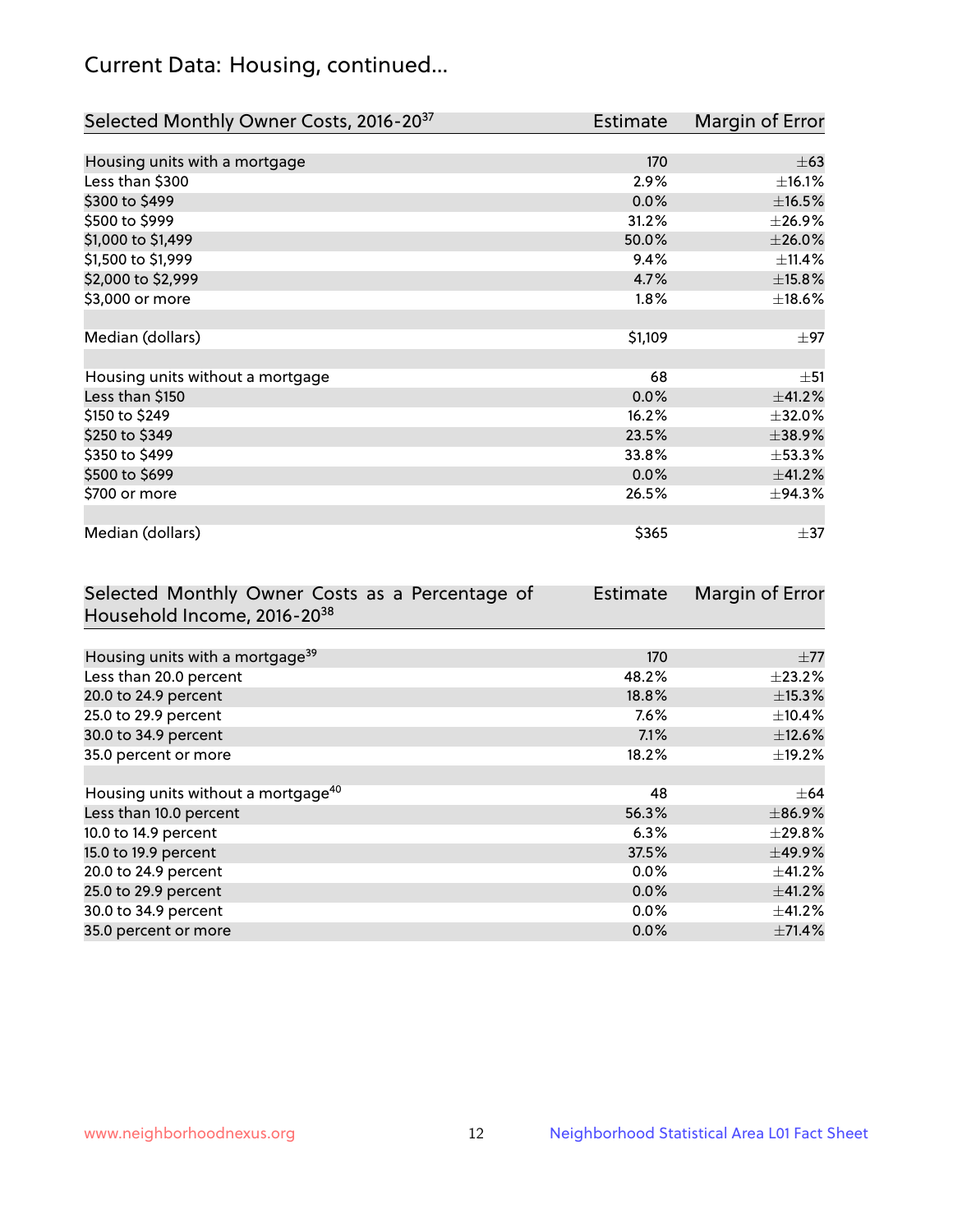## Current Data: Housing, continued...

| Selected Monthly Owner Costs, 2016-20[37] | Estimate | Margin of Error |
|---|---|---|
| Housing units with a mortgage | 170 | ±63 |
| Less than $300 | 2.9% | ±16.1% |
| $300 to $499 | 0.0% | ±16.5% |
| $500 to $999 | 31.2% | ±26.9% |
| $1,000 to $1,499 | 50.0% | ±26.0% |
| $1,500 to $1,999 | 9.4% | ±11.4% |
| $2,000 to $2,999 | 4.7% | ±15.8% |
| $3,000 or more | 1.8% | ±18.6% |
| | | |
| Median (dollars) | $1,109 | ±97 |
| | | |
| Housing units without a mortgage | 68 | ±51 |
| Less than $150 | 0.0% | ±41.2% |
| $150 to $249 | 16.2% | ±32.0% |
| $250 to $349 | 23.5% | ±38.9% |
| $350 to $499 | 33.8% | ±53.3% |
| $500 to $699 | 0.0% | ±41.2% |
| $700 or more | 26.5% | ±94.3% |
| | | |
| Median (dollars) | $365 | ±37 |

| Selected Monthly Owner Costs as a Percentage of Household Income, 2016-20[38] | Estimate | Margin of Error |
|---|---|---|
| Housing units with a mortgage[39] | 170 | ±77 |
| Less than 20.0 percent | 48.2% | ±23.2% |
| 20.0 to 24.9 percent | 18.8% | ±15.3% |
| 25.0 to 29.9 percent | 7.6% | ±10.4% |
| 30.0 to 34.9 percent | 7.1% | ±12.6% |
| 35.0 percent or more | 18.2% | ±19.2% |
| | | |
| Housing units without a mortgage[40] | 48 | ±64 |
| Less than 10.0 percent | 56.3% | ±86.9% |
| 10.0 to 14.9 percent | 6.3% | ±29.8% |
| 15.0 to 19.9 percent | 37.5% | ±49.9% |
| 20.0 to 24.9 percent | 0.0% | ±41.2% |
| 25.0 to 29.9 percent | 0.0% | ±41.2% |
| 30.0 to 34.9 percent | 0.0% | ±41.2% |
| 35.0 percent or more | 0.0% | ±71.4% |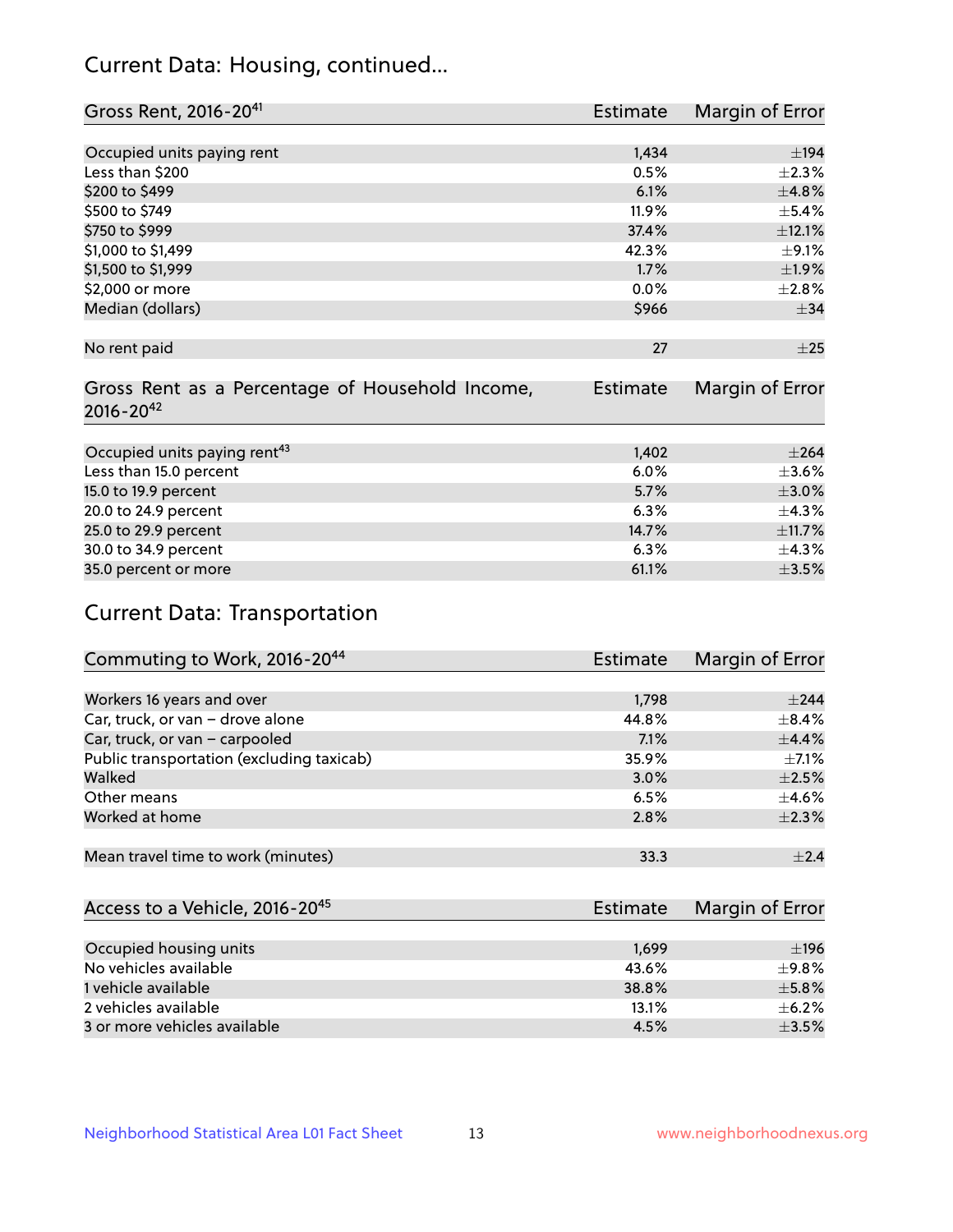## Current Data: Housing, continued...

| Gross Rent, 2016-20[41] | Estimate | Margin of Error |
|---|---|---|
| Occupied units paying rent | 1,434 | ±194 |
| Less than $200 | 0.5% | ±2.3% |
| $200 to $499 | 6.1% | ±4.8% |
| $500 to $749 | 11.9% | ±5.4% |
| $750 to $999 | 37.4% | ±12.1% |
| $1,000 to $1,499 | 42.3% | ±9.1% |
| $1,500 to $1,999 | 1.7% | ±1.9% |
| $2,000 or more | 0.0% | ±2.8% |
| Median (dollars) | $966 | ±34 |
| No rent paid | 27 | ±25 |

| Gross Rent as a Percentage of Household Income, 2016-20[42] | Estimate | Margin of Error |
|---|---|---|
| Occupied units paying rent[43] | 1,402 | ±264 |
| Less than 15.0 percent | 6.0% | ±3.6% |
| 15.0 to 19.9 percent | 5.7% | ±3.0% |
| 20.0 to 24.9 percent | 6.3% | ±4.3% |
| 25.0 to 29.9 percent | 14.7% | ±11.7% |
| 30.0 to 34.9 percent | 6.3% | ±4.3% |
| 35.0 percent or more | 61.1% | ±3.5% |

## Current Data: Transportation

| Commuting to Work, 2016-20[44] | Estimate | Margin of Error |
|---|---|---|
| Workers 16 years and over | 1,798 | ±244 |
| Car, truck, or van – drove alone | 44.8% | ±8.4% |
| Car, truck, or van – carpooled | 7.1% | ±4.4% |
| Public transportation (excluding taxicab) | 35.9% | ±7.1% |
| Walked | 3.0% | ±2.5% |
| Other means | 6.5% | ±4.6% |
| Worked at home | 2.8% | ±2.3% |
| Mean travel time to work (minutes) | 33.3 | ±2.4 |

| Access to a Vehicle, 2016-20[45] | Estimate | Margin of Error |
|---|---|---|
| Occupied housing units | 1,699 | ±196 |
| No vehicles available | 43.6% | ±9.8% |
| 1 vehicle available | 38.8% | ±5.8% |
| 2 vehicles available | 13.1% | ±6.2% |
| 3 or more vehicles available | 4.5% | ±3.5% |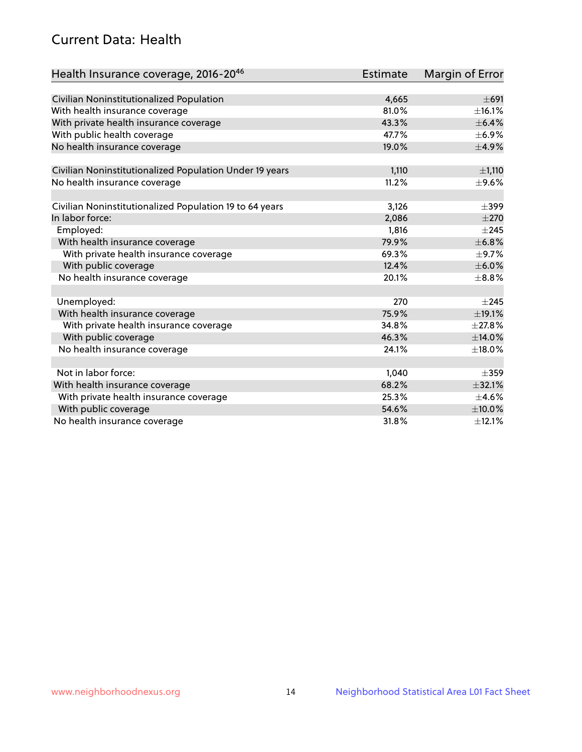## Current Data: Health

| Health Insurance coverage, 2016-20[46] | Estimate | Margin of Error |
|---|---|---|
| Civilian Noninstitutionalized Population | 4,665 | ±691 |
| With health insurance coverage | 81.0% | ±16.1% |
| With private health insurance coverage | 43.3% | ±6.4% |
| With public health coverage | 47.7% | ±6.9% |
| No health insurance coverage | 19.0% | ±4.9% |
| | | |
| Civilian Noninstitutionalized Population Under 19 years | 1,110 | ±1,110 |
| No health insurance coverage | 11.2% | ±9.6% |
| | | |
| Civilian Noninstitutionalized Population 19 to 64 years | 3,126 | ±399 |
| In labor force: | 2,086 | ±270 |
| Employed: | 1,816 | ±245 |
| With health insurance coverage | 79.9% | ±6.8% |
| With private health insurance coverage | 69.3% | ±9.7% |
| With public coverage | 12.4% | ±6.0% |
| No health insurance coverage | 20.1% | ±8.8% |
| | | |
| Unemployed: | 270 | ±245 |
| With health insurance coverage | 75.9% | ±19.1% |
| With private health insurance coverage | 34.8% | ±27.8% |
| With public coverage | 46.3% | ±14.0% |
| No health insurance coverage | 24.1% | ±18.0% |
| | | |
| Not in labor force: | 1,040 | ±359 |
| With health insurance coverage | 68.2% | ±32.1% |
| With private health insurance coverage | 25.3% | ±4.6% |
| With public coverage | 54.6% | ±10.0% |
| No health insurance coverage | 31.8% | ±12.1% |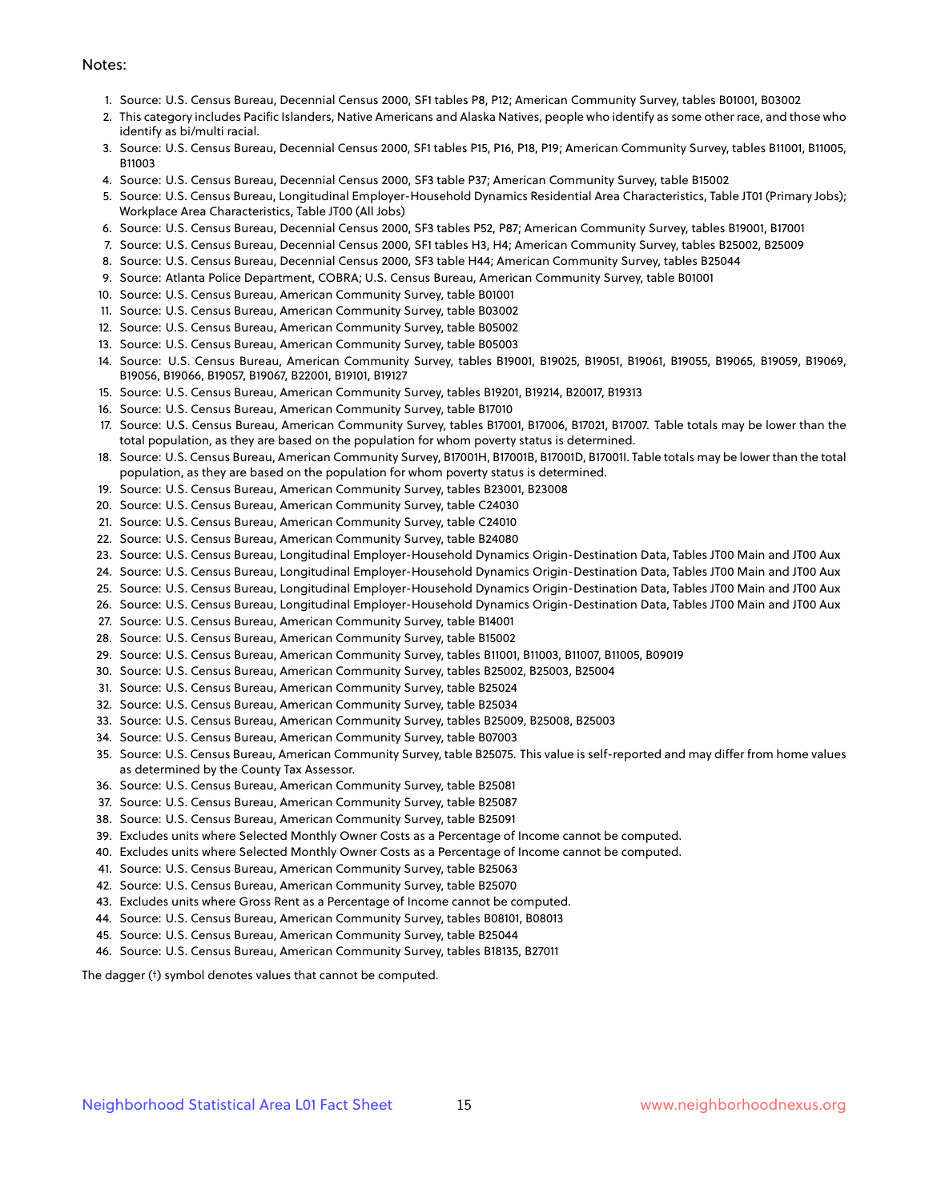Notes:

1. Source: U.S. Census Bureau, Decennial Census 2000, SF1 tables P8, P12; American Community Survey, tables B01001, B03002
2. This category includes Pacific Islanders, Native Americans and Alaska Natives, people who identify as some other race, and those who identify as bi/multi racial.
3. Source: U.S. Census Bureau, Decennial Census 2000, SF1 tables P15, P16, P18, P19; American Community Survey, tables B11001, B11005, B11003
4. Source: U.S. Census Bureau, Decennial Census 2000, SF3 table P37; American Community Survey, table B15002
5. Source: U.S. Census Bureau, Longitudinal Employer-Household Dynamics Residential Area Characteristics, Table JT01 (Primary Jobs); Workplace Area Characteristics, Table JT00 (All Jobs)
6. Source: U.S. Census Bureau, Decennial Census 2000, SF3 tables P52, P87; American Community Survey, tables B19001, B17001
7. Source: U.S. Census Bureau, Decennial Census 2000, SF1 tables H3, H4; American Community Survey, tables B25002, B25009
8. Source: U.S. Census Bureau, Decennial Census 2000, SF3 table H44; American Community Survey, tables B25044
9. Source: Atlanta Police Department, COBRA; U.S. Census Bureau, American Community Survey, table B01001
10. Source: U.S. Census Bureau, American Community Survey, table B01001
11. Source: U.S. Census Bureau, American Community Survey, table B03002
12. Source: U.S. Census Bureau, American Community Survey, table B05002
13. Source: U.S. Census Bureau, American Community Survey, table B05003
14. Source: U.S. Census Bureau, American Community Survey, tables B19001, B19025, B19051, B19061, B19055, B19065, B19059, B19069, B19056, B19066, B19057, B19067, B22001, B19101, B19127
15. Source: U.S. Census Bureau, American Community Survey, tables B19201, B19214, B20017, B19313
16. Source: U.S. Census Bureau, American Community Survey, table B17010
17. Source: U.S. Census Bureau, American Community Survey, tables B17001, B17006, B17021, B17007. Table totals may be lower than the total population, as they are based on the population for whom poverty status is determined.
18. Source: U.S. Census Bureau, American Community Survey, B17001H, B17001B, B17001D, B17001I. Table totals may be lower than the total population, as they are based on the population for whom poverty status is determined.
19. Source: U.S. Census Bureau, American Community Survey, tables B23001, B23008
20. Source: U.S. Census Bureau, American Community Survey, table C24030
21. Source: U.S. Census Bureau, American Community Survey, table C24010
22. Source: U.S. Census Bureau, American Community Survey, table B24080
23. Source: U.S. Census Bureau, Longitudinal Employer-Household Dynamics Origin-Destination Data, Tables JT00 Main and JT00 Aux
24. Source: U.S. Census Bureau, Longitudinal Employer-Household Dynamics Origin-Destination Data, Tables JT00 Main and JT00 Aux
25. Source: U.S. Census Bureau, Longitudinal Employer-Household Dynamics Origin-Destination Data, Tables JT00 Main and JT00 Aux
26. Source: U.S. Census Bureau, Longitudinal Employer-Household Dynamics Origin-Destination Data, Tables JT00 Main and JT00 Aux
27. Source: U.S. Census Bureau, American Community Survey, table B14001
28. Source: U.S. Census Bureau, American Community Survey, table B15002
29. Source: U.S. Census Bureau, American Community Survey, tables B11001, B11003, B11007, B11005, B09019
30. Source: U.S. Census Bureau, American Community Survey, tables B25002, B25003, B25004
31. Source: U.S. Census Bureau, American Community Survey, table B25024
32. Source: U.S. Census Bureau, American Community Survey, table B25034
33. Source: U.S. Census Bureau, American Community Survey, tables B25009, B25008, B25003
34. Source: U.S. Census Bureau, American Community Survey, table B07003
35. Source: U.S. Census Bureau, American Community Survey, table B25075. This value is self-reported and may differ from home values as determined by the County Tax Assessor.
36. Source: U.S. Census Bureau, American Community Survey, table B25081
37. Source: U.S. Census Bureau, American Community Survey, table B25087
38. Source: U.S. Census Bureau, American Community Survey, table B25091
39. Excludes units where Selected Monthly Owner Costs as a Percentage of Income cannot be computed.
40. Excludes units where Selected Monthly Owner Costs as a Percentage of Income cannot be computed.
41. Source: U.S. Census Bureau, American Community Survey, table B25063
42. Source: U.S. Census Bureau, American Community Survey, table B25070
43. Excludes units where Gross Rent as a Percentage of Income cannot be computed.
44. Source: U.S. Census Bureau, American Community Survey, tables B08101, B08013
45. Source: U.S. Census Bureau, American Community Survey, table B25044
46. Source: U.S. Census Bureau, American Community Survey, tables B18135, B27011

The dagger (†) symbol denotes values that cannot be computed.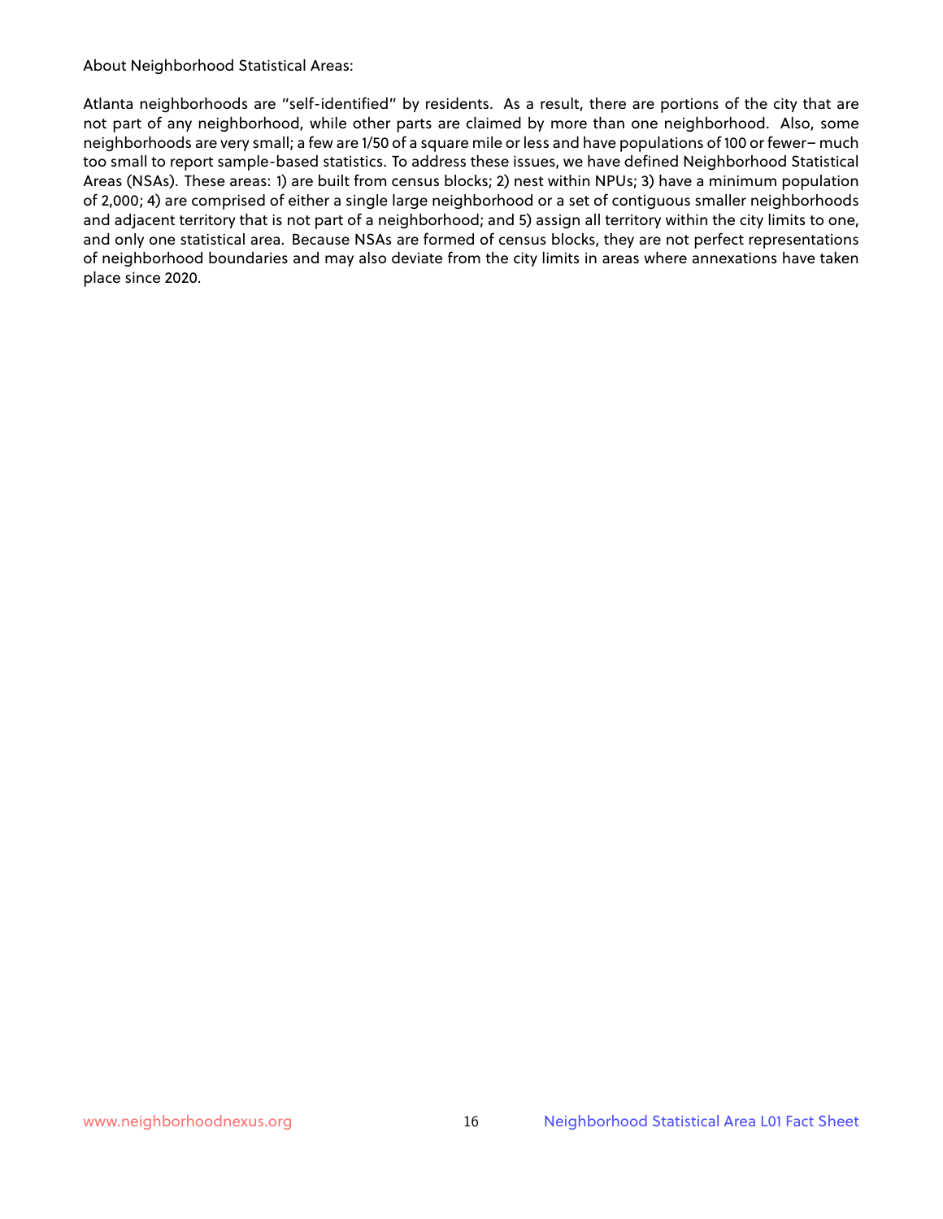About Neighborhood Statistical Areas:

Atlanta neighborhoods are "self-identified" by residents. As a result, there are portions of the city that are not part of any neighborhood, while other parts are claimed by more than one neighborhood. Also, some neighborhoods are very small; a few are 1/50 of a square mile or less and have populations of 100 or fewer– much too small to report sample-based statistics. To address these issues, we have defined Neighborhood Statistical Areas (NSAs). These areas: 1) are built from census blocks; 2) nest within NPUs; 3) have a minimum population of 2,000; 4) are comprised of either a single large neighborhood or a set of contiguous smaller neighborhoods and adjacent territory that is not part of a neighborhood; and 5) assign all territory within the city limits to one, and only one statistical area. Because NSAs are formed of census blocks, they are not perfect representations of neighborhood boundaries and may also deviate from the city limits in areas where annexations have taken place since 2020.